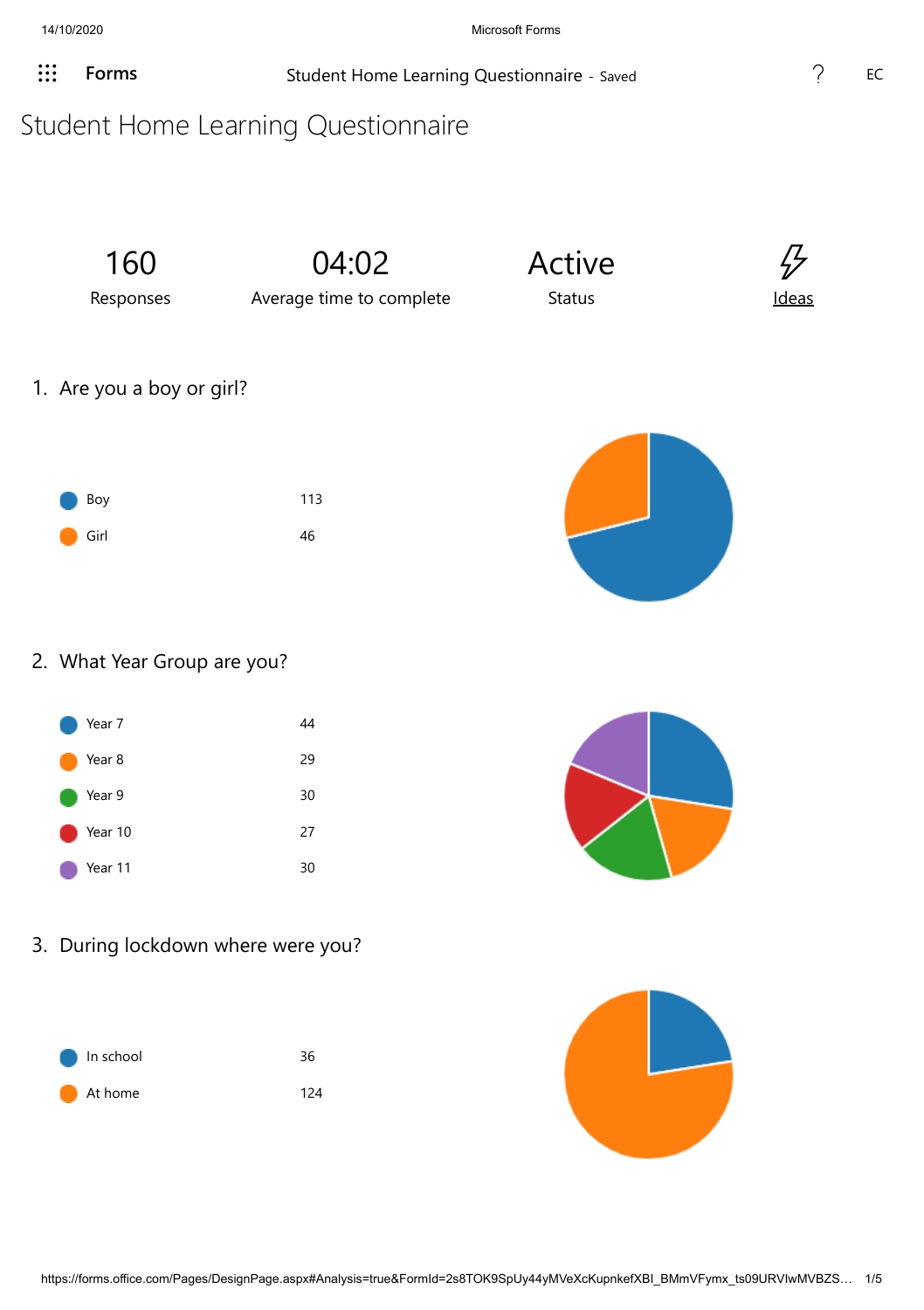# Student Home Learning Questionnaire

| 160 | 04:02 | Active | Ideas |
|---|---|---|---|
| Responses | Average time to complete | Status | |

## 1. Are you a boy or girl?

| Option | Count |
|---|---|
| Boy | 113 |
| Girl | 46 |

## 2. What Year Group are you?

| Option | Count |
|---|---|
| Year 7 | 44 |
| Year 8 | 29 |
| Year 9 | 30 |
| Year 10 | 27 |
| Year 11 | 30 |

## 3. During lockdown where were you?

| Option | Count |
|---|---|
| In school | 36 |
| At home | 124 |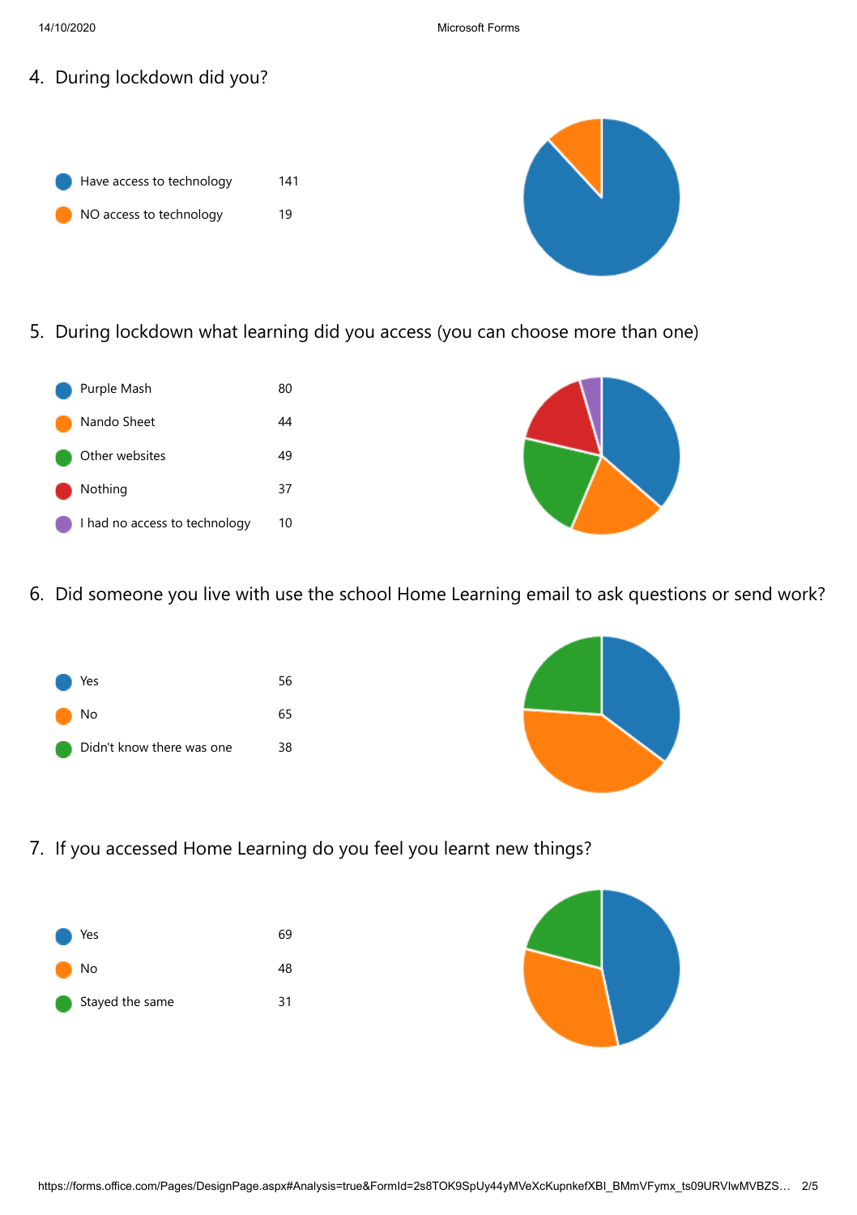4. During lockdown did you?

| Option | Count |
| --- | --- |
| Have access to technology | 141 |
| NO access to technology | 19 |

5. During lockdown what learning did you access (you can choose more than one)

| Option | Count |
| --- | --- |
| Purple Mash | 80 |
| Nando Sheet | 44 |
| Other websites | 49 |
| Nothing | 37 |
| I had no access to technology | 10 |

6. Did someone you live with use the school Home Learning email to ask questions or send work?

| Option | Count |
| --- | --- |
| Yes | 56 |
| No | 65 |
| Didn't know there was one | 38 |

7. If you accessed Home Learning do you feel you learnt new things?

| Option | Count |
| --- | --- |
| Yes | 69 |
| No | 48 |
| Stayed the same | 31 |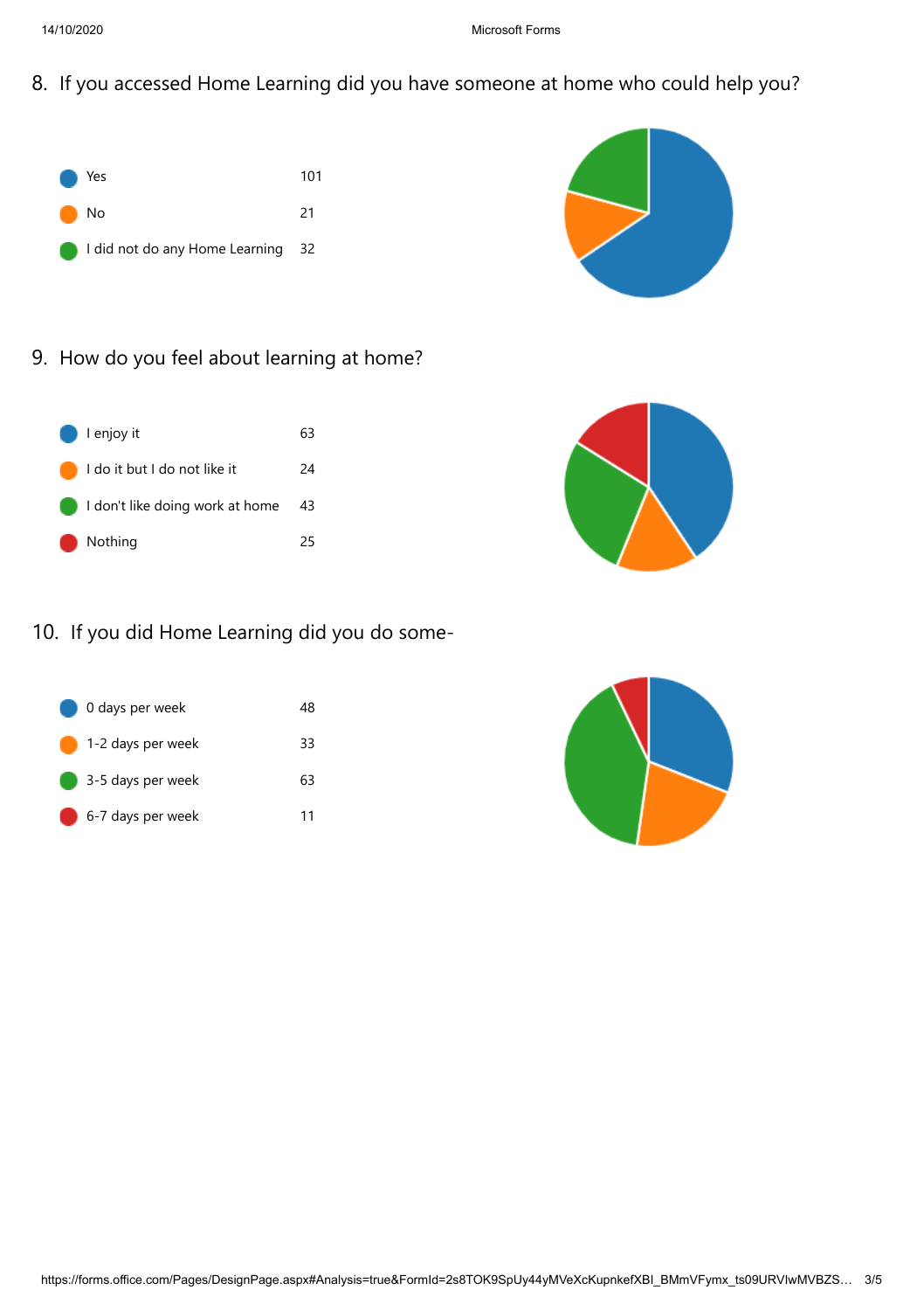## 8. If you accessed Home Learning did you have someone at home who could help you?

| Response | Count |
| --- | --- |
| Yes | 101 |
| No | 21 |
| I did not do any Home Learning | 32 |

## 9. How do you feel about learning at home?

| Response | Count |
| --- | --- |
| I enjoy it | 63 |
| I do it but I do not like it | 24 |
| I don't like doing work at home | 43 |
| Nothing | 25 |

## 10. If you did Home Learning did you do some-

| Response | Count |
| --- | --- |
| 0 days per week | 48 |
| 1-2 days per week | 33 |
| 3-5 days per week | 63 |
| 6-7 days per week | 11 |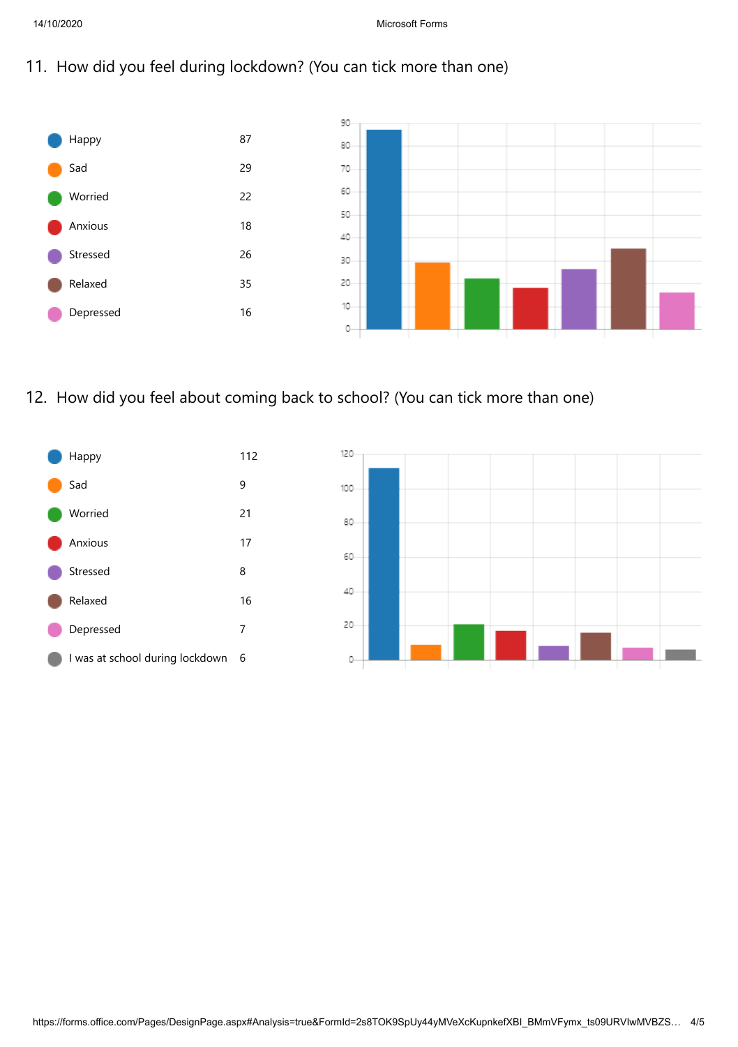## 11. How did you feel during lockdown? (You can tick more than one)

| Option | Count |
|---|---|
| Happy | 87 |
| Sad | 29 |
| Worried | 22 |
| Anxious | 18 |
| Stressed | 26 |
| Relaxed | 35 |
| Depressed | 16 |

## 12. How did you feel about coming back to school? (You can tick more than one)

| Option | Count |
|---|---|
| Happy | 112 |
| Sad | 9 |
| Worried | 21 |
| Anxious | 17 |
| Stressed | 8 |
| Relaxed | 16 |
| Depressed | 7 |
| I was at school during lockdown | 6 |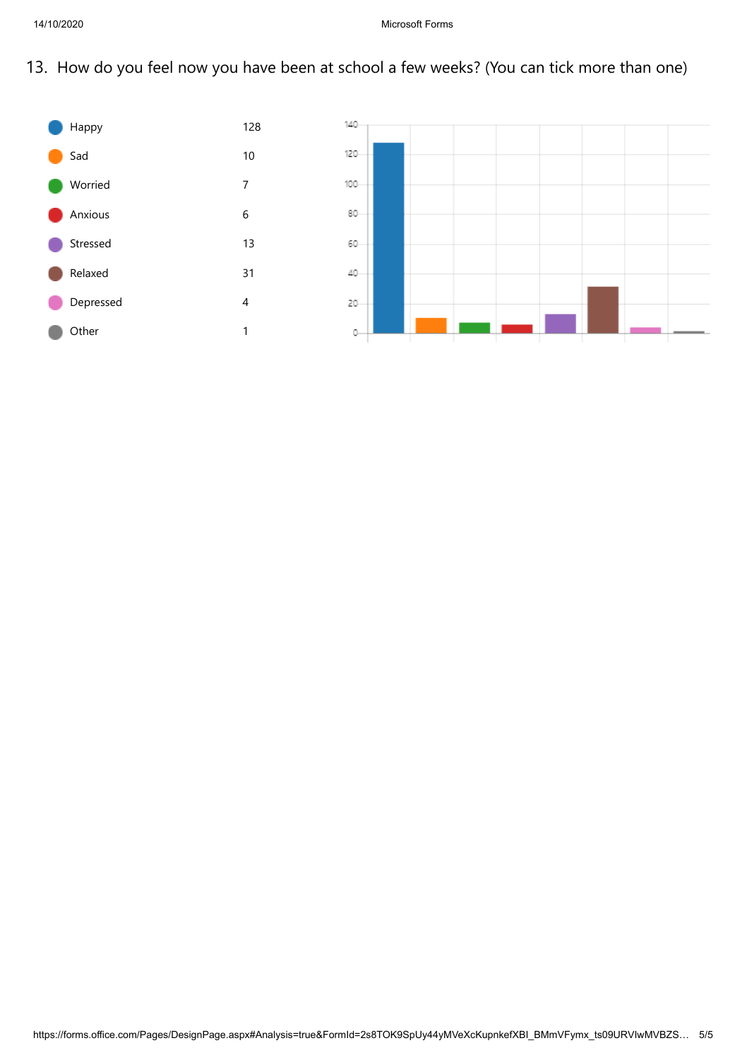13. How do you feel now you have been at school a few weeks? (You can tick more than one)

| | |
|---|---|
| Happy | 128 |
| Sad | 10 |
| Worried | 7 |
| Anxious | 6 |
| Stressed | 13 |
| Relaxed | 31 |
| Depressed | 4 |
| Other | 1 |

140
120
100
80
60
40
20
0